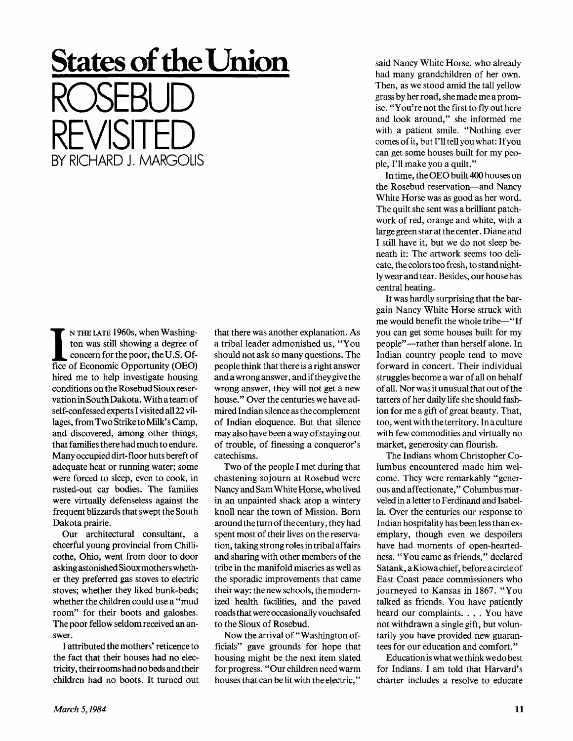# States of the Union

# ROSEBUD REVISITED

BY RICHARD J. MARGOLIS

IN THE LATE 1960s, when Washington was still showing a degree of concern for the poor, the U.S. Office of Economic Opportunity (OEO) hired me to help investigate housing conditions on the Rosebud Sioux reservation in South Dakota. With a team of self-confessed experts I visited all 22 villages, from Two Strike to Milk's Camp, and discovered, among other things, that families there had much to endure. Many occupied dirt-floor huts bereft of adequate heat or running water; some were forced to sleep, even to cook, in rusted-out car bodies. The families were virtually defenseless against the frequent blizzards that swept the South Dakota prairie.

Our architectural consultant, a cheerful young provincial from Chillicothe, Ohio, went from door to door asking astonished Sioux mothers whether they preferred gas stoves to electric stoves; whether they liked bunk-beds; whether the children could use a "mud room" for their boots and galoshes. The poor fellow seldom received an answer.

I attributed the mothers' reticence to the fact that their houses had no electricity, their rooms had no beds and their children had no boots. It turned out that there was another explanation. As a tribal leader admonished us, "You should not ask so many questions. The people think that there is a right answer and a wrong answer, and if they give the wrong answer, they will not get a new house." Over the centuries we have admired Indian silence as the complement of Indian eloquence. But that silence may also have been a way of staying out of trouble, of finessing a conqueror's catechisms.

Two of the people I met during that chastening sojourn at Rosebud were Nancy and Sam White Horse, who lived in an unpainted shack atop a wintery knoll near the town of Mission. Born around the turn of the century, they had spent most of their lives on the reservation, taking strong roles in tribal affairs and sharing with other members of the tribe in the manifold miseries as well as the sporadic improvements that came their way: the new schools, the modernized health facilities, and the paved roads that were occasionally vouchsafed to the Sioux of Rosebud.

Now the arrival of "Washington officials" gave grounds for hope that housing might be the next item slated for progress. "Our children need warm houses that can be lit with the electric," said Nancy White Horse, who already had many grandchildren of her own. Then, as we stood amid the tall yellow grass by her road, she made me a promise. "You're not the first to fly out here and look around," she informed me with a patient smile. "Nothing ever comes of it, but I'll tell you what: If you can get some houses built for my people, I'll make you a quilt."

In time, the OEO built 400 houses on the Rosebud reservation—and Nancy White Horse was as good as her word. The quilt she sent was a brilliant patchwork of red, orange and white, with a large green star at the center. Diane and I still have it, but we do not sleep beneath it: The artwork seems too delicate, the colors too fresh, to stand nightly wear and tear. Besides, our house has central heating.

It was hardly surprising that the bargain Nancy White Horse struck with me would benefit the whole tribe—"If you can get some houses built for my people"—rather than herself alone. In Indian country people tend to move forward in concert. Their individual struggles become a war of all on behalf of all. Nor was it unusual that out of the tatters of her daily life she should fashion for me a gift of great beauty. That, too, went with the territory. In a culture with few commodities and virtually no market, generosity can flourish.

The Indians whom Christopher Columbus encountered made him welcome. They were remarkably "generous and affectionate," Columbus marveled in a letter to Ferdinand and Isabella. Over the centuries our response to Indian hospitality has been less than exemplary, though even we despoilers have had moments of open-heartedness. "You came as friends," declared Satank, a Kiowa chief, before a circle of East Coast peace commissioners who journeyed to Kansas in 1867. "You talked as friends. You have patiently heard our complaints. . . . You have not withdrawn a single gift, but voluntarily you have provided new guarantees for our education and comfort."

Education is what we think we do best for Indians. I am told that Harvard's charter includes a resolve to educate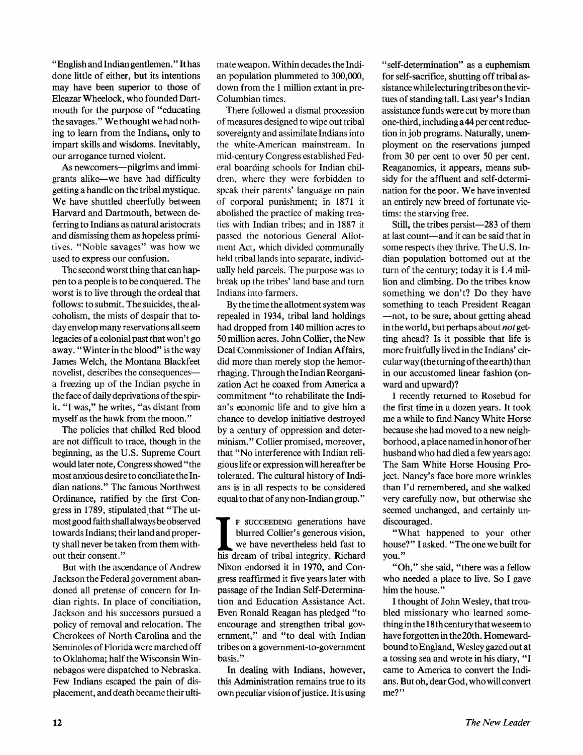"English and Indian gentlemen." It has done little of either, but its intentions may have been superior to those of Eleazar Wheelock, who founded Dartmouth for the purpose of "educating the savages." We thought we had nothing to learn from the Indians, only to impart skills and wisdoms. Inevitably, our arrogance turned violent.

As newcomers—pilgrims and immigrants alike—we have had difficulty getting a handle on the tribal mystique. We have shuttled cheerfully between Harvard and Dartmouth, between deferring to Indians as natural aristocrats and dismissing them as hopeless primitives. "Noble savages" was how we used to express our confusion.

The second worst thing that can happen to a people is to be conquered. The worst is to live through the ordeal that follows: to submit. The suicides, the alcoholism, the mists of despair that today envelop many reservations all seem legacies of a colonial past that won't go away. "Winter in the blood" is the way James Welch, the Montana Blackfeet novelist, describes the consequences—a freezing up of the Indian psyche in the face of daily deprivations of the spirit. "I was," he writes, "as distant from myself as the hawk from the moon."

The policies that chilled Red blood are not difficult to trace, though in the beginning, as the U.S. Supreme Court would later note, Congress showed "the most anxious desire to conciliate the Indian nations." The famous Northwest Ordinance, ratified by the first Congress in 1789, stipulated that "The utmost good faith shall always be observed towards Indians; their land and property shall never be taken from them without their consent."

But with the ascendance of Andrew Jackson the Federal government abandoned all pretense of concern for Indian rights. In place of conciliation, Jackson and his successors pursued a policy of removal and relocation. The Cherokees of North Carolina and the Seminoles of Florida were marched off to Oklahoma; half the Wisconsin Winnebagos were dispatched to Nebraska. Few Indians escaped the pain of displacement, and death became their ultimate weapon. Within decades the Indian population plummeted to 300,000, down from the 1 million extant in pre-Columbian times.

There followed a dismal procession of measures designed to wipe out tribal sovereignty and assimilate Indians into the white-American mainstream. In mid-century Congress established Federal boarding schools for Indian children, where they were forbidden to speak their parents' language on pain of corporal punishment; in 1871 it abolished the practice of making treaties with Indian tribes; and in 1887 it passed the notorious General Allotment Act, which divided communally held tribal lands into separate, individually held parcels. The purpose was to break up the tribes' land base and turn Indians into farmers.

By the time the allotment system was repealed in 1934, tribal land holdings had dropped from 140 million acres to 50 million acres. John Collier, the New Deal Commissioner of Indian Affairs, did more than merely stop the hemorrhaging. Through the Indian Reorganization Act he coaxed from America a commitment "to rehabilitate the Indian's economic life and to give him a chance to develop initiative destroyed by a century of oppression and determinism." Collier promised, moreover, that "No interference with Indian religious life or expression will hereafter be tolerated. The cultural history of Indians is in all respects to be considered equal to that of any non-Indian group."

If succeeding generations have blurred Collier's generous vision, we have nevertheless held fast to his dream of tribal integrity. Richard Nixon endorsed it in 1970, and Congress reaffirmed it five years later with passage of the Indian Self-Determination and Education Assistance Act. Even Ronald Reagan has pledged "to encourage and strengthen tribal government," and "to deal with Indian tribes on a government-to-government basis."

In dealing with Indians, however, this Administration remains true to its own peculiar vision of justice. It is using "self-determination" as a euphemism for self-sacrifice, shutting off tribal assistance while lecturing tribes on the virtues of standing tall. Last year's Indian assistance funds were cut by more than one-third, including a 44 per cent reduction in job programs. Naturally, unemployment on the reservations jumped from 30 per cent to over 50 per cent. Reaganomics, it appears, means subsidy for the affluent and self-determination for the poor. We have invented an entirely new breed of fortunate victims: the starving free.

Still, the tribes persist—283 of them at last count—and it can be said that in some respects they thrive. The U.S. Indian population bottomed out at the turn of the century; today it is 1.4 million and climbing. Do the tribes know something we don't? Do they have something to teach President Reagan—not, to be sure, about getting ahead in the world, but perhaps about *not* getting ahead? Is it possible that life is more fruitfully lived in the Indians' circular way (the turning of the earth) than in our accustomed linear fashion (onward and upward)?

I recently returned to Rosebud for the first time in a dozen years. It took me a while to find Nancy White Horse because she had moved to a new neighborhood, a place named in honor of her husband who had died a few years ago: The Sam White Horse Housing Project. Nancy's face bore more wrinkles than I'd remembered, and she walked very carefully now, but otherwise she seemed unchanged, and certainly undiscouraged.

"What happened to your other house?" I asked. "The one we built for you."

"Oh," she said, "there was a fellow who needed a place to live. So I gave him the house."

I thought of John Wesley, that troubled missionary who learned something in the 18th century that we seem to have forgotten in the 20th. Homeward-bound to England, Wesley gazed out at a tossing sea and wrote in his diary, "I came to America to convert the Indians. But oh, dear God, who will convert me?"